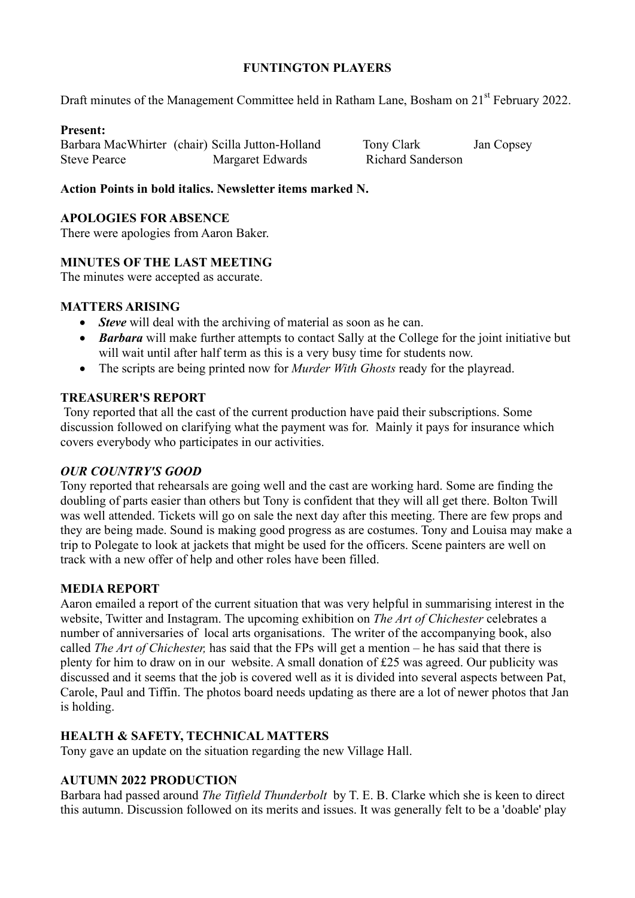**FUNTINGTON PLAYERS**

Draft minutes of the Management Committee held in Ratham Lane, Bosham on 21st February 2022.

**Present:**

Barbara MacWhirter (chair) Scilla Jutton-Holland Tony Clark Jan Copsey
Steve Pearce Margaret Edwards Richard Sanderson

**Action Points in bold italics. Newsletter items marked N.**

**APOLOGIES FOR ABSENCE**

There were apologies from Aaron Baker.

**MINUTES OF THE LAST MEETING**

The minutes were accepted as accurate.

**MATTERS ARISING**

- ***Steve*** will deal with the archiving of material as soon as he can.
- ***Barbara*** will make further attempts to contact Sally at the College for the joint initiative but will wait until after half term as this is a very busy time for students now.
- The scripts are being printed now for *Murder With Ghosts* ready for the playread.

**TREASURER'S REPORT**

Tony reported that all the cast of the current production have paid their subscriptions. Some discussion followed on clarifying what the payment was for. Mainly it pays for insurance which covers everybody who participates in our activities.

***OUR COUNTRY'S GOOD***

Tony reported that rehearsals are going well and the cast are working hard. Some are finding the doubling of parts easier than others but Tony is confident that they will all get there. Bolton Twill was well attended. Tickets will go on sale the next day after this meeting. There are few props and they are being made. Sound is making good progress as are costumes. Tony and Louisa may make a trip to Polegate to look at jackets that might be used for the officers. Scene painters are well on track with a new offer of help and other roles have been filled.

**MEDIA REPORT**

Aaron emailed a report of the current situation that was very helpful in summarising interest in the website, Twitter and Instagram. The upcoming exhibition on *The Art of Chichester* celebrates a number of anniversaries of local arts organisations. The writer of the accompanying book, also called *The Art of Chichester,* has said that the FPs will get a mention – he has said that there is plenty for him to draw on in our website. A small donation of £25 was agreed. Our publicity was discussed and it seems that the job is covered well as it is divided into several aspects between Pat, Carole, Paul and Tiffin. The photos board needs updating as there are a lot of newer photos that Jan is holding.

**HEALTH & SAFETY, TECHNICAL MATTERS**

Tony gave an update on the situation regarding the new Village Hall.

**AUTUMN 2022 PRODUCTION**

Barbara had passed around *The Titfield Thunderbolt* by T. E. B. Clarke which she is keen to direct this autumn. Discussion followed on its merits and issues. It was generally felt to be a 'doable' play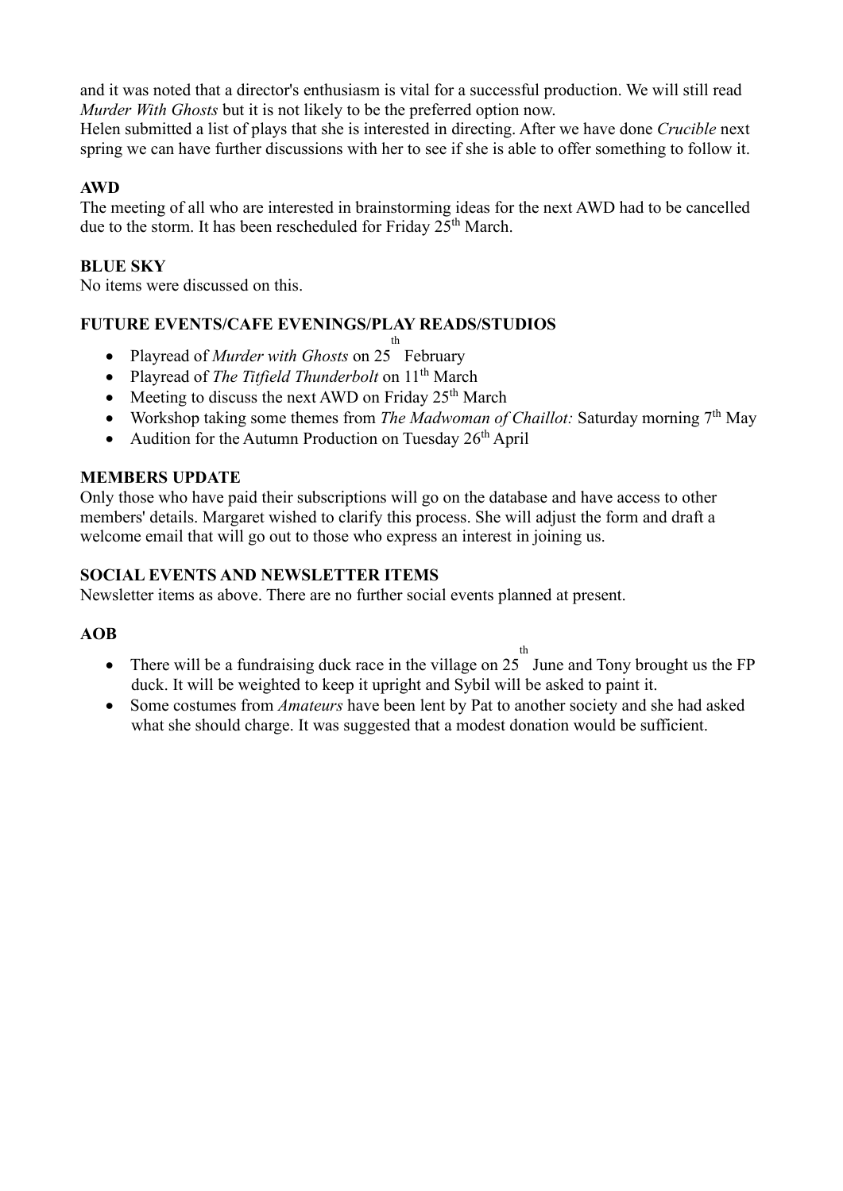and it was noted that a director's enthusiasm is vital for a successful production. We will still read *Murder With Ghosts* but it is not likely to be the preferred option now.
Helen submitted a list of plays that she is interested in directing. After we have done *Crucible* next spring we can have further discussions with her to see if she is able to offer something to follow it.

**AWD**

The meeting of all who are interested in brainstorming ideas for the next AWD had to be cancelled due to the storm. It has been rescheduled for Friday 25th March.

**BLUE SKY**

No items were discussed on this.

**FUTURE EVENTS/CAFE EVENINGS/PLAY READS/STUDIOS**

- Playread of *Murder with Ghosts* on 25th February
- Playread of *The Titfield Thunderbolt* on 11th March
- Meeting to discuss the next AWD on Friday 25th March
- Workshop taking some themes from *The Madwoman of Chaillot:* Saturday morning 7th May
- Audition for the Autumn Production on Tuesday 26th April

**MEMBERS UPDATE**

Only those who have paid their subscriptions will go on the database and have access to other members' details. Margaret wished to clarify this process. She will adjust the form and draft a welcome email that will go out to those who express an interest in joining us.

**SOCIAL EVENTS AND NEWSLETTER ITEMS**

Newsletter items as above. There are no further social events planned at present.

**AOB**

- There will be a fundraising duck race in the village on 25th June and Tony brought us the FP duck. It will be weighted to keep it upright and Sybil will be asked to paint it.
- Some costumes from *Amateurs* have been lent by Pat to another society and she had asked what she should charge. It was suggested that a modest donation would be sufficient.